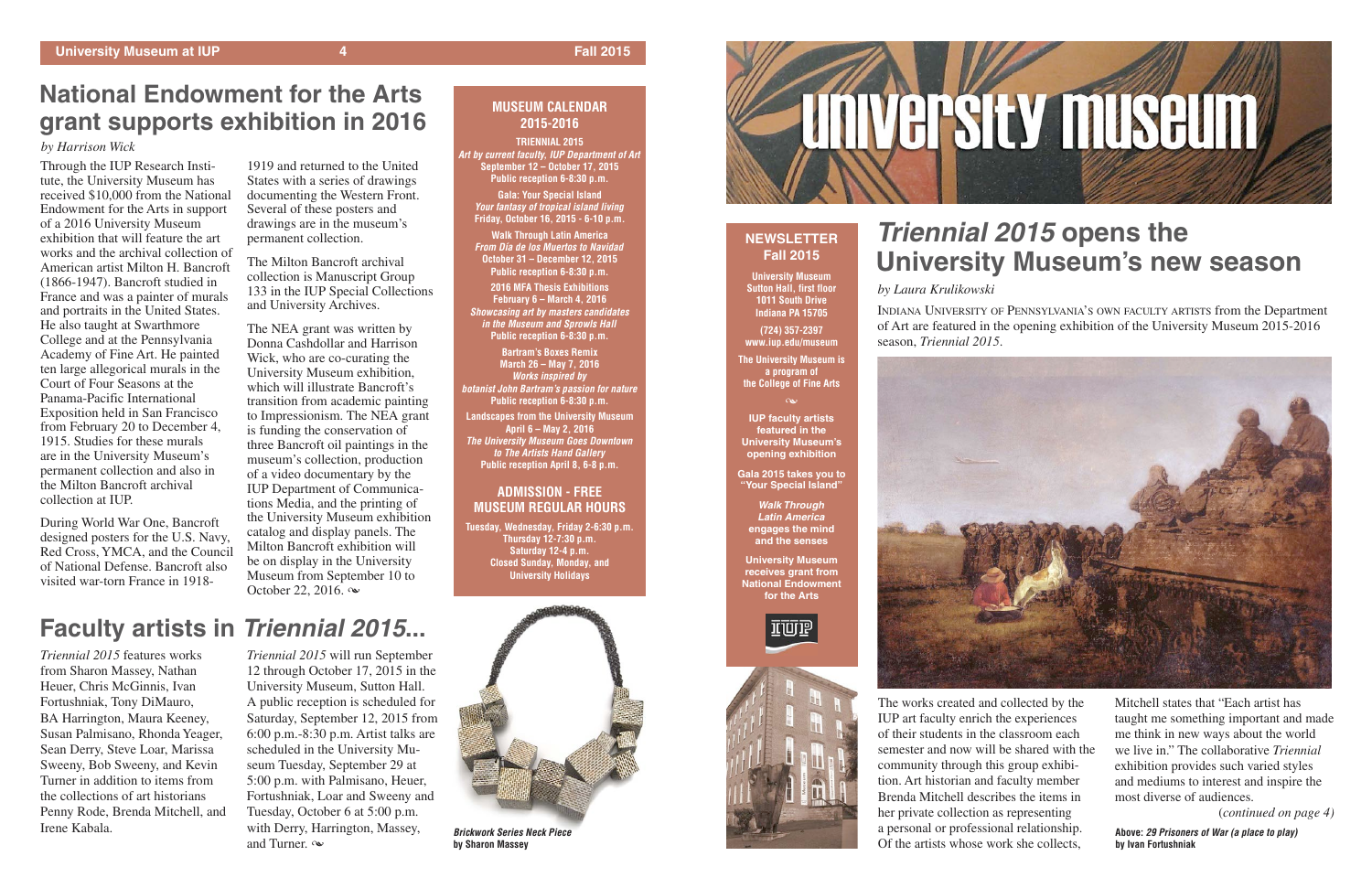# National Endowment for the Arts grant supports exhibition in 2016

*by Harrison Wick*

Through the IUP Research Institute, the University Museum has received $10,000 from the National Endowment for the Arts in support of a 2016 University Museum exhibition that will feature the art works and the archival collection of American artist Milton H. Bancroft (1866-1947). Bancroft studied in France and was a painter of murals and portraits in the United States. He also taught at Swarthmore College and at the Pennsylvania Academy of Fine Art. He painted ten large allegorical murals in the Court of Four Seasons at the Panama-Pacific International Exposition held in San Francisco from February 20 to December 4, 1915. Studies for these murals are in the University Museum's permanent collection and also in the Milton Bancroft archival collection at IUP.

During World War One, Bancroft designed posters for the U.S. Navy, Red Cross, YMCA, and the Council of National Defense. Bancroft also visited war-torn France in 1918-1919 and returned to the United States with a series of drawings documenting the Western Front. Several of these posters and drawings are in the museum's permanent collection.

The Milton Bancroft archival collection is Manuscript Group 133 in the IUP Special Collections and University Archives.

The NEA grant was written by Donna Cashdollar and Harrison Wick, who are co-curating the University Museum exhibition, which will illustrate Bancroft's transition from academic painting to Impressionism. The NEA grant is funding the conservation of three Bancroft oil paintings in the museum's collection, production of a video documentary by the IUP Department of Communications Media, and the printing of the University Museum exhibition catalog and display panels. The Milton Bancroft exhibition will be on display in the University Museum from September 10 to October 22, 2016. ❧

## MUSEUM CALENDAR 2015-2016

**TRIENNIAL 2015**
*Art by current faculty, IUP Department of Art*
September 12 – October 17, 2015
Public reception 6-8:30 p.m.

**Gala: Your Special Island**
*Your fantasy of tropical island living*
Friday, October 16, 2015 - 6-10 p.m.

**Walk Through Latin America**
*From Día de los Muertos to Navidad*
October 31 – December 12, 2015
Public reception 6-8:30 p.m.

**2016 MFA Thesis Exhibitions**
February 6 – March 4, 2016
*Showcasing art by masters candidates in the Museum and Sprowls Hall*
Public reception 6-8:30 p.m.

**Bartram's Boxes Remix**
March 26 – May 7, 2016
*Works inspired by botanist John Bartram's passion for nature*
Public reception 6-8:30 p.m.

**Landscapes from the University Museum**
April 6 – May 2, 2016
*The University Museum Goes Downtown to The Artists Hand Gallery*
Public reception April 8, 6-8 p.m.

## ADMISSION - FREE
## MUSEUM REGULAR HOURS

Tuesday, Wednesday, Friday 2-6:30 p.m.
Thursday 12-7:30 p.m.
Saturday 12-4 p.m.
Closed Sunday, Monday, and University Holidays

# Faculty artists in *Triennial 2015*...

*Triennial 2015* features works from Sharon Massey, Nathan Heuer, Chris McGinnis, Ivan Fortushniak, Tony DiMauro, BA Harrington, Maura Keeney, Susan Palmisano, Rhonda Yeager, Sean Derry, Steve Loar, Marissa Sweeny, Bob Sweeny, and Kevin Turner in addition to items from the collections of art historians Penny Rode, Brenda Mitchell, and Irene Kabala.

*Triennial 2015* will run September 12 through October 17, 2015 in the University Museum, Sutton Hall. A public reception is scheduled for Saturday, September 12, 2015 from 6:00 p.m.-8:30 p.m. Artist talks are scheduled in the University Museum Tuesday, September 29 at 5:00 p.m. with Palmisano, Heuer, Fortushniak, Loar and Sweeny and Tuesday, October 6 at 5:00 p.m. with Derry, Harrington, Massey, and Turner. ❧

***Brickwork Series Neck Piece*** **by Sharon Massey**

# university museum

## NEWSLETTER Fall 2015

University Museum
Sutton Hall, first floor
1011 South Drive
Indiana PA 15705

(724) 357-2397
www.iup.edu/museum

The University Museum is a program of the College of Fine Arts

❧

IUP faculty artists featured in the University Museum's opening exhibition

Gala 2015 takes you to "Your Special Island"

*Walk Through Latin America* engages the mind and the senses

University Museum receives grant from National Endowment for the Arts

IUP

# *Triennial 2015* opens the University Museum's new season

*by Laura Krulikowski*

Indiana University of Pennsylvania's own faculty artists from the Department of Art are featured in the opening exhibition of the University Museum 2015-2016 season, *Triennial 2015*.

The works created and collected by the IUP art faculty enrich the experiences of their students in the classroom each semester and now will be shared with the community through this group exhibition. Art historian and faculty member Brenda Mitchell describes the items in her private collection as representing a personal or professional relationship. Of the artists whose work she collects, Mitchell states that "Each artist has taught me something important and made me think in new ways about the world we live in." The collaborative *Triennial* exhibition provides such varied styles and mediums to interest and inspire the most diverse of audiences.

(*continued on page 4*)

**Above: *29 Prisoners of War (a place to play)* by Ivan Fortushniak**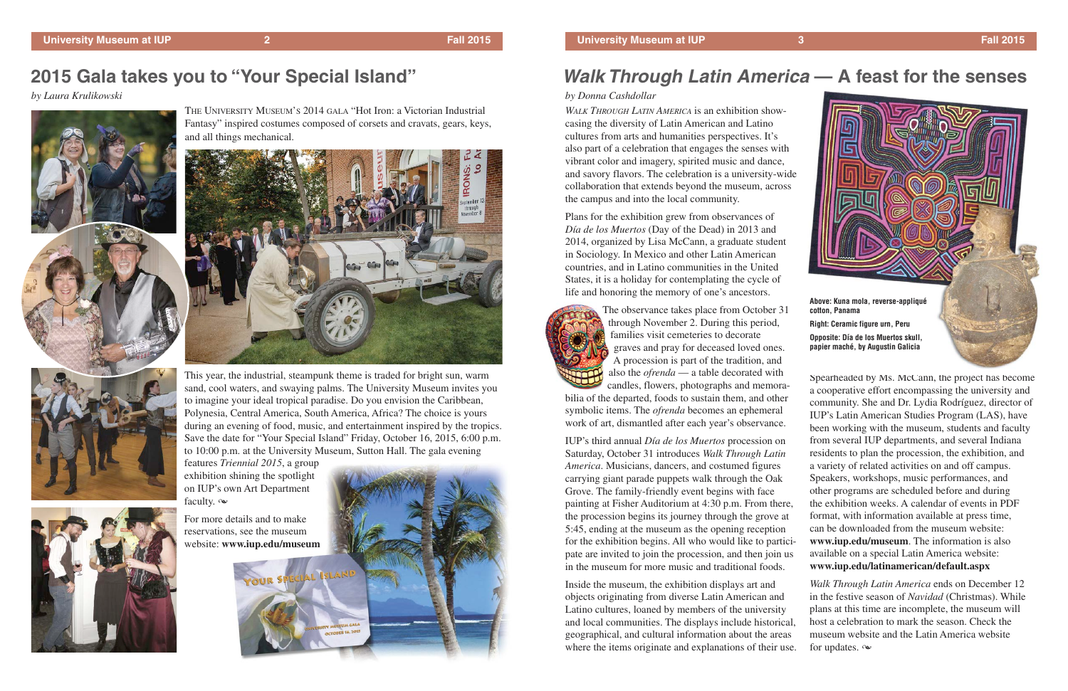## 2015 Gala takes you to "Your Special Island"

*by Laura Krulikowski*

THE UNIVERSITY MUSEUM'S 2014 GALA "Hot Iron: a Victorian Industrial Fantasy" inspired costumes composed of corsets and cravats, gears, keys, and all things mechanical.

This year, the industrial, steampunk theme is traded for bright sun, warm sand, cool waters, and swaying palms. The University Museum invites you to imagine your ideal tropical paradise. Do you envision the Caribbean, Polynesia, Central America, South America, Africa? The choice is yours during an evening of food, music, and entertainment inspired by the tropics. Save the date for "Your Special Island" Friday, October 16, 2015, 6:00 p.m. to 10:00 p.m. at the University Museum, Sutton Hall. The gala evening features *Triennial 2015*, a group exhibition shining the spotlight on IUP's own Art Department faculty.

For more details and to make reservations, see the museum website: **www.iup.edu/museum**

## *Walk Through Latin America* — A feast for the senses

*by Donna Cashdollar*

*WALK THROUGH LATIN AMERICA* is an exhibition showcasing the diversity of Latin American and Latino cultures from arts and humanities perspectives. It's also part of a celebration that engages the senses with vibrant color and imagery, spirited music and dance, and savory flavors. The celebration is a university-wide collaboration that extends beyond the museum, across the campus and into the local community.

Plans for the exhibition grew from observances of *Día de los Muertos* (Day of the Dead) in 2013 and 2014, organized by Lisa McCann, a graduate student in Sociology. In Mexico and other Latin American countries, and in Latino communities in the United States, it is a holiday for contemplating the cycle of life and honoring the memory of one's ancestors.

The observance takes place from October 31 through November 2. During this period, families visit cemeteries to decorate graves and pray for deceased loved ones. A procession is part of the tradition, and also the *ofrenda* — a table decorated with candles, flowers, photographs and memorabilia of the departed, foods to sustain them, and other symbolic items. The *ofrenda* becomes an ephemeral work of art, dismantled after each year's observance.

IUP's third annual *Día de los Muertos* procession on Saturday, October 31 introduces *Walk Through Latin America*. Musicians, dancers, and costumed figures carrying giant parade puppets walk through the Oak Grove. The family-friendly event begins with face painting at Fisher Auditorium at 4:30 p.m. From there, the procession begins its journey through the grove at 5:45, ending at the museum as the opening reception for the exhibition begins. All who would like to participate are invited to join the procession, and then join us in the museum for more music and traditional foods.

Inside the museum, the exhibition displays art and objects originating from diverse Latin American and Latino cultures, loaned by members of the university and local communities. The displays include historical, geographical, and cultural information about the areas where the items originate and explanations of their use.

**Above: Kuna mola, reverse-appliqué cotton, Panama**

**Right: Ceramic figure urn, Peru**

**Opposite: Día de los Muertos skull, papier maché, by Augustin Galicia**

Spearheaded by Ms. McCann, the project has become a cooperative effort encompassing the university and community. She and Dr. Lydia Rodríguez, director of IUP's Latin American Studies Program (LAS), have been working with the museum, students and faculty from several IUP departments, and several Indiana residents to plan the procession, the exhibition, and a variety of related activities on and off campus. Speakers, workshops, music performances, and other programs are scheduled before and during the exhibition weeks. A calendar of events in PDF format, with information available at press time, can be downloaded from the museum website: **www.iup.edu/museum**. The information is also available on a special Latin America website: **www.iup.edu/latinamerican/default.aspx**

*Walk Through Latin America* ends on December 12 in the festive season of *Navidad* (Christmas). While plans at this time are incomplete, the museum will host a celebration to mark the season. Check the museum website and the Latin America website for updates.